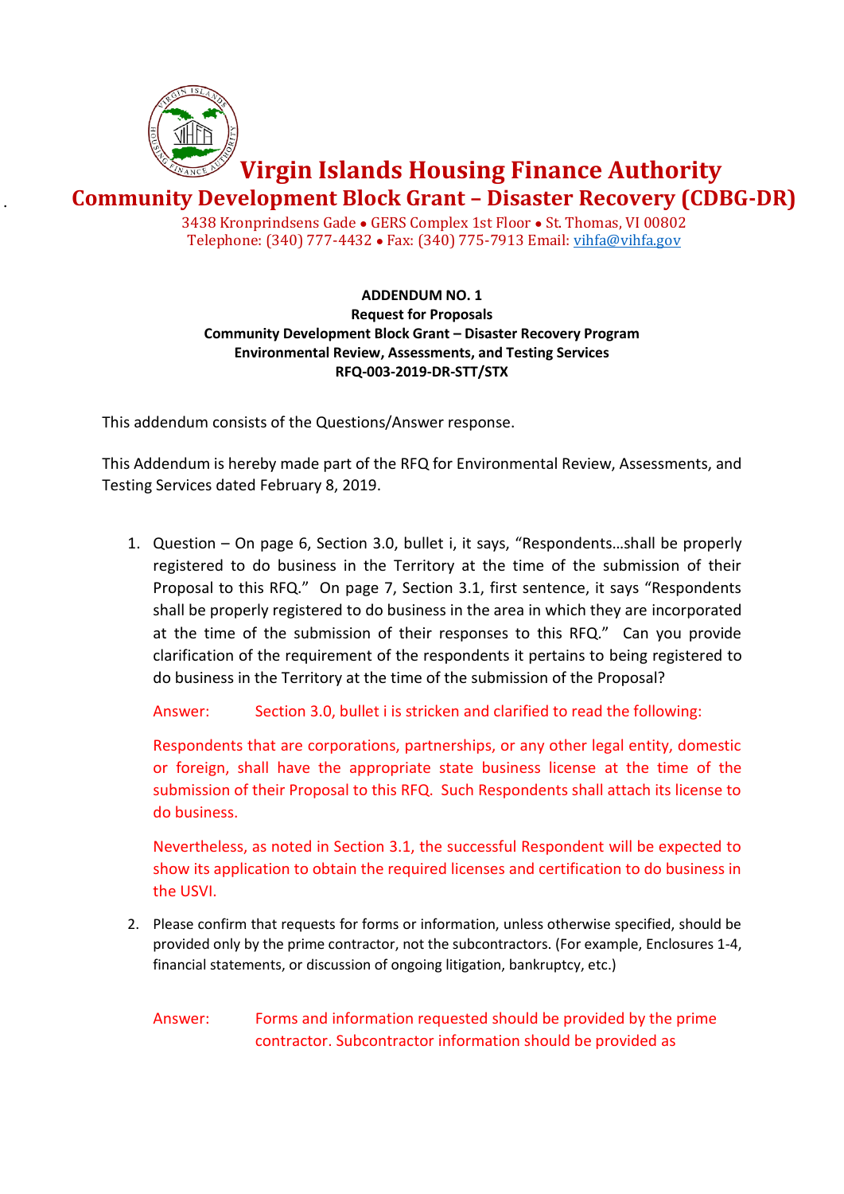# Virgin Islands Housing Finance Authority

## Community Development Block Grant – Disaster Recovery (CDBG-DR)

3438 Kronprindsens Gade • GERS Complex 1st Floor • St. Thomas, VI 00802
Telephone: (340) 777-4432 • Fax: (340) 775-7913 Email: vihfa@vihfa.gov

**ADDENDUM NO. 1**
**Request for Proposals**
**Community Development Block Grant – Disaster Recovery Program**
**Environmental Review, Assessments, and Testing Services**
**RFQ-003-2019-DR-STT/STX**

This addendum consists of the Questions/Answer response.

This Addendum is hereby made part of the RFQ for Environmental Review, Assessments, and Testing Services dated February 8, 2019.

1. Question – On page 6, Section 3.0, bullet i, it says, "Respondents…shall be properly registered to do business in the Territory at the time of the submission of their Proposal to this RFQ." On page 7, Section 3.1, first sentence, it says "Respondents shall be properly registered to do business in the area in which they are incorporated at the time of the submission of their responses to this RFQ." Can you provide clarification of the requirement of the respondents it pertains to being registered to do business in the Territory at the time of the submission of the Proposal?

   Answer: Section 3.0, bullet i is stricken and clarified to read the following:

   Respondents that are corporations, partnerships, or any other legal entity, domestic or foreign, shall have the appropriate state business license at the time of the submission of their Proposal to this RFQ. Such Respondents shall attach its license to do business.

   Nevertheless, as noted in Section 3.1, the successful Respondent will be expected to show its application to obtain the required licenses and certification to do business in the USVI.

2. Please confirm that requests for forms or information, unless otherwise specified, should be provided only by the prime contractor, not the subcontractors. (For example, Enclosures 1-4, financial statements, or discussion of ongoing litigation, bankruptcy, etc.)

   Answer: Forms and information requested should be provided by the prime contractor. Subcontractor information should be provided as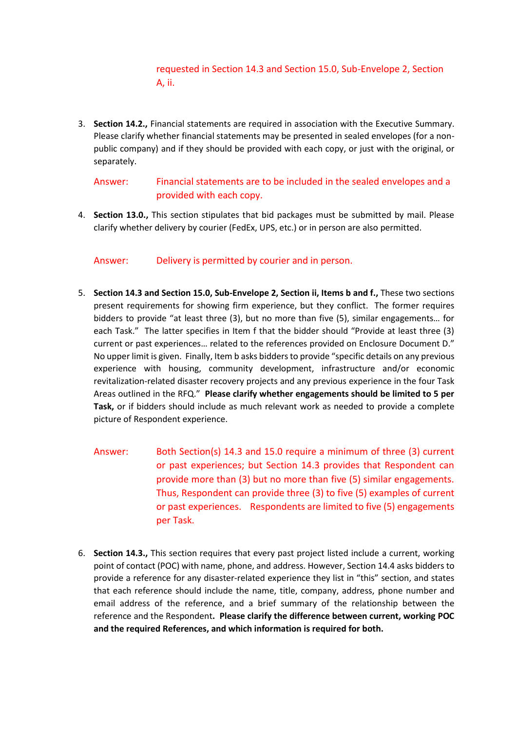requested in Section 14.3 and Section 15.0, Sub-Envelope 2, Section A, ii.

3. **Section 14.2.,** Financial statements are required in association with the Executive Summary. Please clarify whether financial statements may be presented in sealed envelopes (for a non-public company) and if they should be provided with each copy, or just with the original, or separately.

   Answer: Financial statements are to be included in the sealed envelopes and a provided with each copy.

4. **Section 13.0.,** This section stipulates that bid packages must be submitted by mail. Please clarify whether delivery by courier (FedEx, UPS, etc.) or in person are also permitted.

   Answer: Delivery is permitted by courier and in person.

5. **Section 14.3 and Section 15.0, Sub-Envelope 2, Section ii, Items b and f.,** These two sections present requirements for showing firm experience, but they conflict. The former requires bidders to provide "at least three (3), but no more than five (5), similar engagements… for each Task." The latter specifies in Item f that the bidder should "Provide at least three (3) current or past experiences… related to the references provided on Enclosure Document D." No upper limit is given. Finally, Item b asks bidders to provide "specific details on any previous experience with housing, community development, infrastructure and/or economic revitalization-related disaster recovery projects and any previous experience in the four Task Areas outlined in the RFQ." **Please clarify whether engagements should be limited to 5 per Task,** or if bidders should include as much relevant work as needed to provide a complete picture of Respondent experience.

   Answer: Both Section(s) 14.3 and 15.0 require a minimum of three (3) current or past experiences; but Section 14.3 provides that Respondent can provide more than (3) but no more than five (5) similar engagements. Thus, Respondent can provide three (3) to five (5) examples of current or past experiences. Respondents are limited to five (5) engagements per Task.

6. **Section 14.3.,** This section requires that every past project listed include a current, working point of contact (POC) with name, phone, and address. However, Section 14.4 asks bidders to provide a reference for any disaster-related experience they list in "this" section, and states that each reference should include the name, title, company, address, phone number and email address of the reference, and a brief summary of the relationship between the reference and the Respondent**. Please clarify the difference between current, working POC and the required References, and which information is required for both.**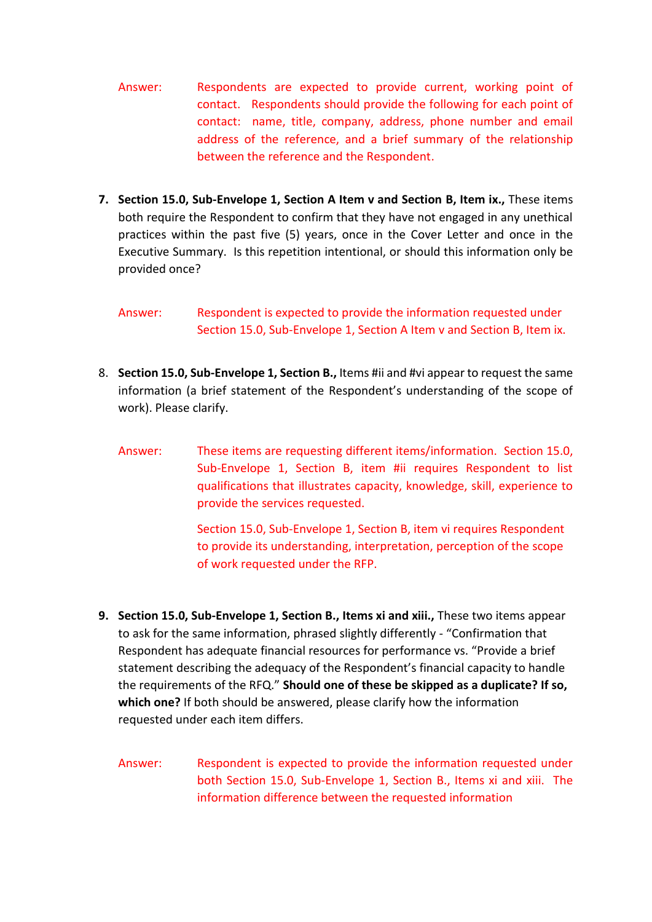Answer: Respondents are expected to provide current, working point of contact. Respondents should provide the following for each point of contact: name, title, company, address, phone number and email address of the reference, and a brief summary of the relationship between the reference and the Respondent.

7. **Section 15.0, Sub-Envelope 1, Section A Item v and Section B, Item ix.,** These items both require the Respondent to confirm that they have not engaged in any unethical practices within the past five (5) years, once in the Cover Letter and once in the Executive Summary. Is this repetition intentional, or should this information only be provided once?

   Answer: Respondent is expected to provide the information requested under Section 15.0, Sub-Envelope 1, Section A Item v and Section B, Item ix.

8. **Section 15.0, Sub-Envelope 1, Section B.,** Items #ii and #vi appear to request the same information (a brief statement of the Respondent's understanding of the scope of work). Please clarify.

   Answer: These items are requesting different items/information. Section 15.0, Sub-Envelope 1, Section B, item #ii requires Respondent to list qualifications that illustrates capacity, knowledge, skill, experience to provide the services requested.

   Section 15.0, Sub-Envelope 1, Section B, item vi requires Respondent to provide its understanding, interpretation, perception of the scope of work requested under the RFP.

9. **Section 15.0, Sub-Envelope 1, Section B., Items xi and xiii.,** These two items appear to ask for the same information, phrased slightly differently - "Confirmation that Respondent has adequate financial resources for performance vs. "Provide a brief statement describing the adequacy of the Respondent's financial capacity to handle the requirements of the RFQ." **Should one of these be skipped as a duplicate? If so, which one?** If both should be answered, please clarify how the information requested under each item differs.

   Answer: Respondent is expected to provide the information requested under both Section 15.0, Sub-Envelope 1, Section B., Items xi and xiii. The information difference between the requested information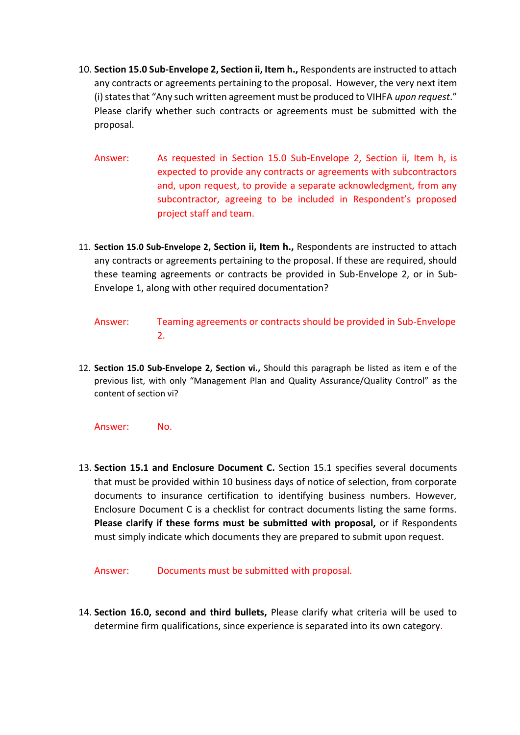10. **Section 15.0 Sub-Envelope 2, Section ii, Item h.,** Respondents are instructed to attach any contracts or agreements pertaining to the proposal. However, the very next item (i) states that "Any such written agreement must be produced to VIHFA *upon request*." Please clarify whether such contracts or agreements must be submitted with the proposal.

    Answer: As requested in Section 15.0 Sub-Envelope 2, Section ii, Item h, is expected to provide any contracts or agreements with subcontractors and, upon request, to provide a separate acknowledgment, from any subcontractor, agreeing to be included in Respondent's proposed project staff and team.

11. **Section 15.0 Sub-Envelope 2, Section ii, Item h.,** Respondents are instructed to attach any contracts or agreements pertaining to the proposal. If these are required, should these teaming agreements or contracts be provided in Sub-Envelope 2, or in Sub-Envelope 1, along with other required documentation?

    Answer: Teaming agreements or contracts should be provided in Sub-Envelope 2.

12. **Section 15.0 Sub-Envelope 2, Section vi.,** Should this paragraph be listed as item e of the previous list, with only "Management Plan and Quality Assurance/Quality Control" as the content of section vi?

    Answer: No.

13. **Section 15.1 and Enclosure Document C.** Section 15.1 specifies several documents that must be provided within 10 business days of notice of selection, from corporate documents to insurance certification to identifying business numbers. However, Enclosure Document C is a checklist for contract documents listing the same forms. **Please clarify if these forms must be submitted with proposal,** or if Respondents must simply indicate which documents they are prepared to submit upon request.

    Answer: Documents must be submitted with proposal.

14. **Section 16.0, second and third bullets,** Please clarify what criteria will be used to determine firm qualifications, since experience is separated into its own category.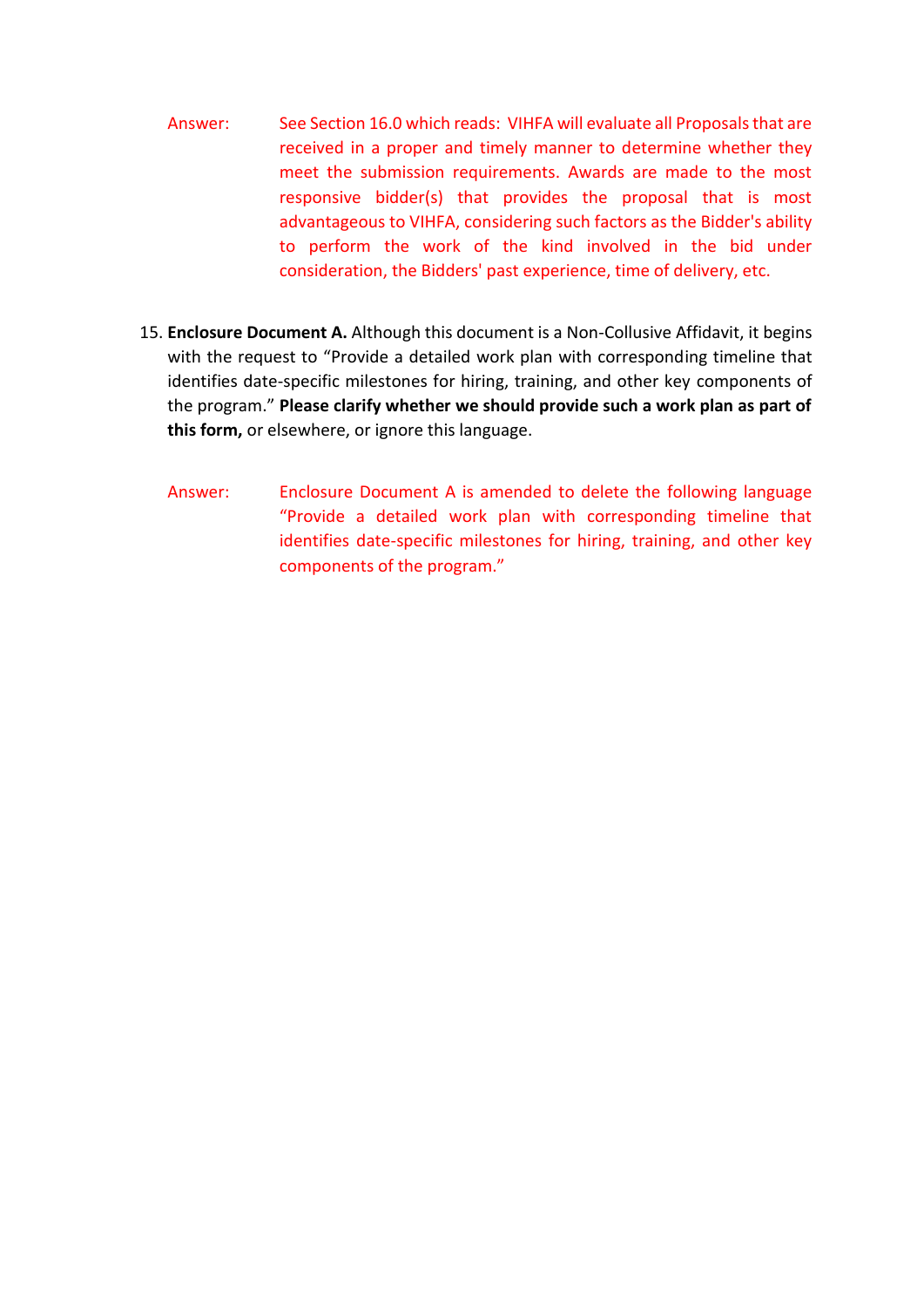Answer: See Section 16.0 which reads: VIHFA will evaluate all Proposals that are received in a proper and timely manner to determine whether they meet the submission requirements. Awards are made to the most responsive bidder(s) that provides the proposal that is most advantageous to VIHFA, considering such factors as the Bidder's ability to perform the work of the kind involved in the bid under consideration, the Bidders' past experience, time of delivery, etc.

15. **Enclosure Document A.** Although this document is a Non-Collusive Affidavit, it begins with the request to "Provide a detailed work plan with corresponding timeline that identifies date-specific milestones for hiring, training, and other key components of the program." **Please clarify whether we should provide such a work plan as part of this form,** or elsewhere, or ignore this language.

Answer: Enclosure Document A is amended to delete the following language "Provide a detailed work plan with corresponding timeline that identifies date-specific milestones for hiring, training, and other key components of the program."